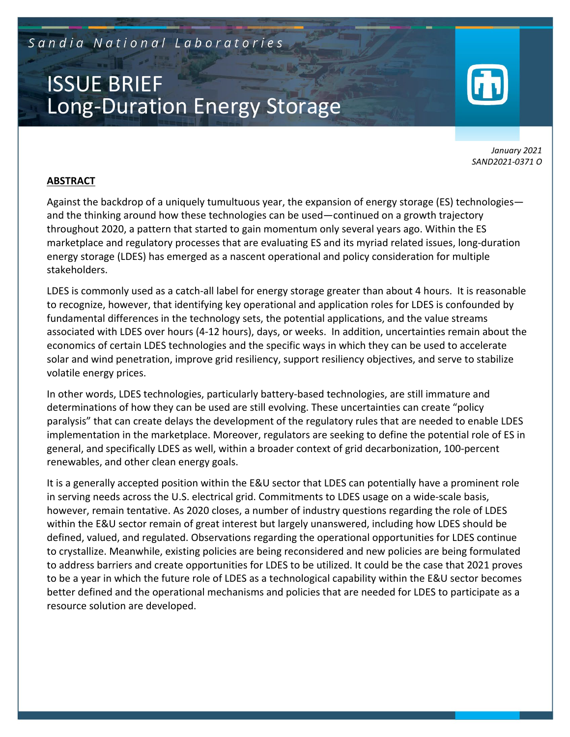*Sandia National Laboratories*

# ISSUE BRIEF
# Long-Duration Energy Storage

*January 2021*
*SAND2021-0371 O*

## ABSTRACT

Against the backdrop of a uniquely tumultuous year, the expansion of energy storage (ES) technologies—and the thinking around how these technologies can be used—continued on a growth trajectory throughout 2020, a pattern that started to gain momentum only several years ago. Within the ES marketplace and regulatory processes that are evaluating ES and its myriad related issues, long-duration energy storage (LDES) has emerged as a nascent operational and policy consideration for multiple stakeholders.

LDES is commonly used as a catch-all label for energy storage greater than about 4 hours. It is reasonable to recognize, however, that identifying key operational and application roles for LDES is confounded by fundamental differences in the technology sets, the potential applications, and the value streams associated with LDES over hours (4-12 hours), days, or weeks. In addition, uncertainties remain about the economics of certain LDES technologies and the specific ways in which they can be used to accelerate solar and wind penetration, improve grid resiliency, support resiliency objectives, and serve to stabilize volatile energy prices.

In other words, LDES technologies, particularly battery-based technologies, are still immature and determinations of how they can be used are still evolving. These uncertainties can create "policy paralysis" that can create delays the development of the regulatory rules that are needed to enable LDES implementation in the marketplace. Moreover, regulators are seeking to define the potential role of ES in general, and specifically LDES as well, within a broader context of grid decarbonization, 100-percent renewables, and other clean energy goals.

It is a generally accepted position within the E&U sector that LDES can potentially have a prominent role in serving needs across the U.S. electrical grid. Commitments to LDES usage on a wide-scale basis, however, remain tentative. As 2020 closes, a number of industry questions regarding the role of LDES within the E&U sector remain of great interest but largely unanswered, including how LDES should be defined, valued, and regulated. Observations regarding the operational opportunities for LDES continue to crystallize. Meanwhile, existing policies are being reconsidered and new policies are being formulated to address barriers and create opportunities for LDES to be utilized. It could be the case that 2021 proves to be a year in which the future role of LDES as a technological capability within the E&U sector becomes better defined and the operational mechanisms and policies that are needed for LDES to participate as a resource solution are developed.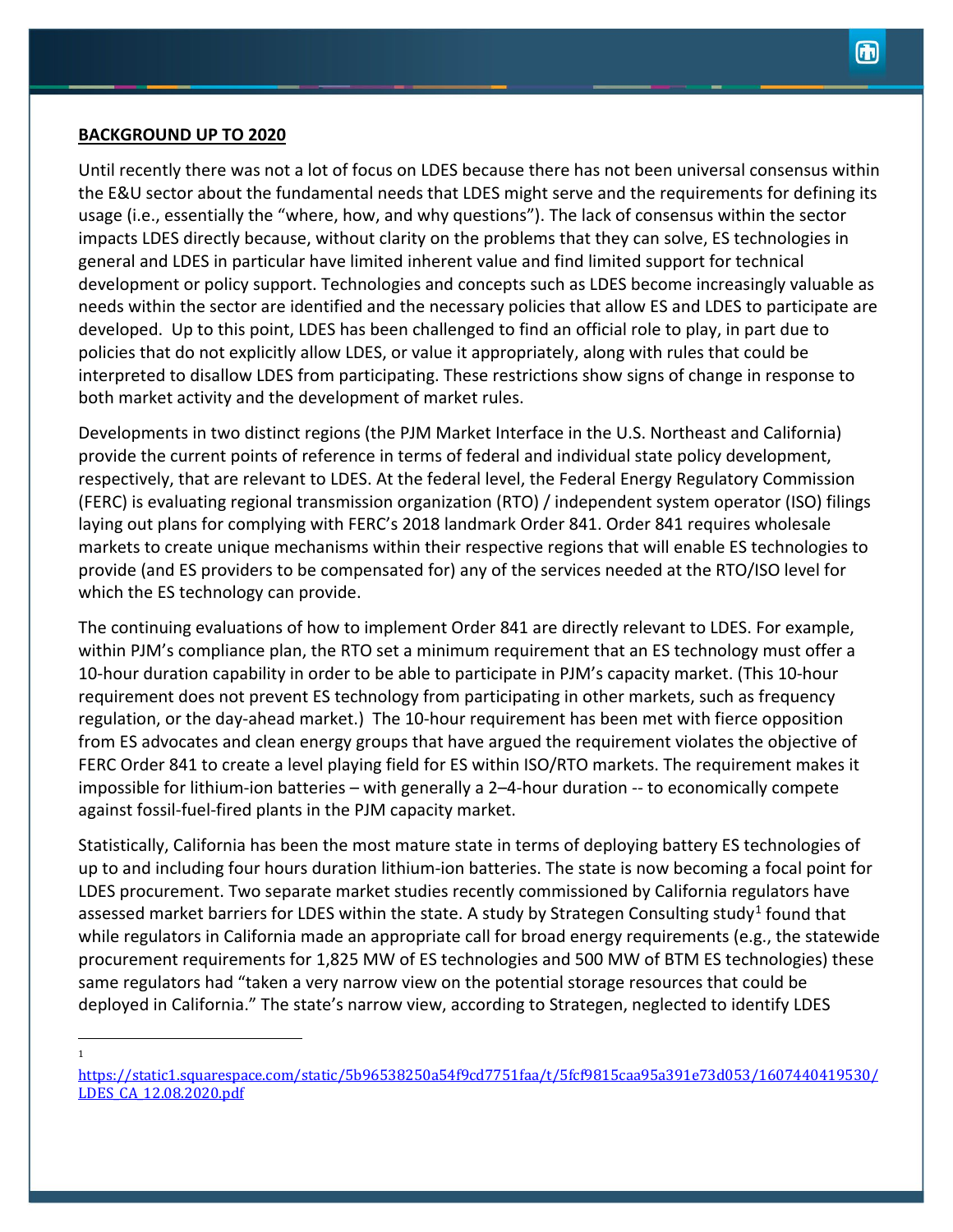**BACKGROUND UP TO 2020**

Until recently there was not a lot of focus on LDES because there has not been universal consensus within the E&U sector about the fundamental needs that LDES might serve and the requirements for defining its usage (i.e., essentially the "where, how, and why questions"). The lack of consensus within the sector impacts LDES directly because, without clarity on the problems that they can solve, ES technologies in general and LDES in particular have limited inherent value and find limited support for technical development or policy support. Technologies and concepts such as LDES become increasingly valuable as needs within the sector are identified and the necessary policies that allow ES and LDES to participate are developed. Up to this point, LDES has been challenged to find an official role to play, in part due to policies that do not explicitly allow LDES, or value it appropriately, along with rules that could be interpreted to disallow LDES from participating. These restrictions show signs of change in response to both market activity and the development of market rules.

Developments in two distinct regions (the PJM Market Interface in the U.S. Northeast and California) provide the current points of reference in terms of federal and individual state policy development, respectively, that are relevant to LDES. At the federal level, the Federal Energy Regulatory Commission (FERC) is evaluating regional transmission organization (RTO) / independent system operator (ISO) filings laying out plans for complying with FERC's 2018 landmark Order 841. Order 841 requires wholesale markets to create unique mechanisms within their respective regions that will enable ES technologies to provide (and ES providers to be compensated for) any of the services needed at the RTO/ISO level for which the ES technology can provide.

The continuing evaluations of how to implement Order 841 are directly relevant to LDES. For example, within PJM's compliance plan, the RTO set a minimum requirement that an ES technology must offer a 10-hour duration capability in order to be able to participate in PJM's capacity market. (This 10-hour requirement does not prevent ES technology from participating in other markets, such as frequency regulation, or the day-ahead market.) The 10-hour requirement has been met with fierce opposition from ES advocates and clean energy groups that have argued the requirement violates the objective of FERC Order 841 to create a level playing field for ES within ISO/RTO markets. The requirement makes it impossible for lithium-ion batteries – with generally a 2–4-hour duration -- to economically compete against fossil-fuel-fired plants in the PJM capacity market.

Statistically, California has been the most mature state in terms of deploying battery ES technologies of up to and including four hours duration lithium-ion batteries. The state is now becoming a focal point for LDES procurement. Two separate market studies recently commissioned by California regulators have assessed market barriers for LDES within the state. A study by Strategen Consulting study[1] found that while regulators in California made an appropriate call for broad energy requirements (e.g., the statewide procurement requirements for 1,825 MW of ES technologies and 500 MW of BTM ES technologies) these same regulators had "taken a very narrow view on the potential storage resources that could be deployed in California." The state's narrow view, according to Strategen, neglected to identify LDES

[1] https://static1.squarespace.com/static/5b96538250a54f9cd7751faa/t/5fcf9815caa95a391e73d053/1607440419530/LDES_CA_12.08.2020.pdf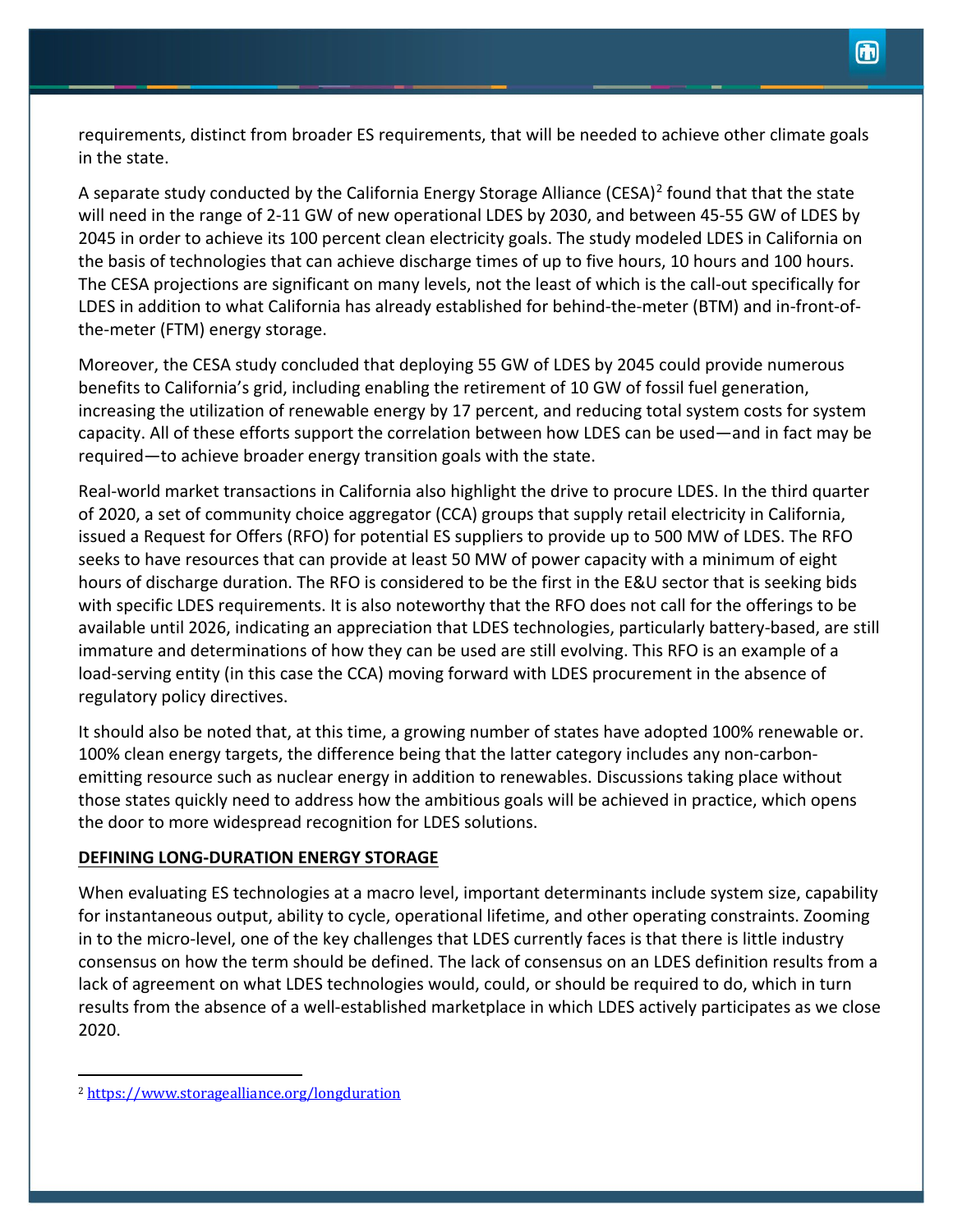requirements, distinct from broader ES requirements, that will be needed to achieve other climate goals in the state.

A separate study conducted by the California Energy Storage Alliance (CESA)[2] found that that the state will need in the range of 2-11 GW of new operational LDES by 2030, and between 45-55 GW of LDES by 2045 in order to achieve its 100 percent clean electricity goals. The study modeled LDES in California on the basis of technologies that can achieve discharge times of up to five hours, 10 hours and 100 hours. The CESA projections are significant on many levels, not the least of which is the call-out specifically for LDES in addition to what California has already established for behind-the-meter (BTM) and in-front-of-the-meter (FTM) energy storage.

Moreover, the CESA study concluded that deploying 55 GW of LDES by 2045 could provide numerous benefits to California's grid, including enabling the retirement of 10 GW of fossil fuel generation, increasing the utilization of renewable energy by 17 percent, and reducing total system costs for system capacity. All of these efforts support the correlation between how LDES can be used—and in fact may be required—to achieve broader energy transition goals with the state.

Real-world market transactions in California also highlight the drive to procure LDES. In the third quarter of 2020, a set of community choice aggregator (CCA) groups that supply retail electricity in California, issued a Request for Offers (RFO) for potential ES suppliers to provide up to 500 MW of LDES. The RFO seeks to have resources that can provide at least 50 MW of power capacity with a minimum of eight hours of discharge duration. The RFO is considered to be the first in the E&U sector that is seeking bids with specific LDES requirements. It is also noteworthy that the RFO does not call for the offerings to be available until 2026, indicating an appreciation that LDES technologies, particularly battery-based, are still immature and determinations of how they can be used are still evolving. This RFO is an example of a load-serving entity (in this case the CCA) moving forward with LDES procurement in the absence of regulatory policy directives.

It should also be noted that, at this time, a growing number of states have adopted 100% renewable or. 100% clean energy targets, the difference being that the latter category includes any non-carbon-emitting resource such as nuclear energy in addition to renewables. Discussions taking place without those states quickly need to address how the ambitious goals will be achieved in practice, which opens the door to more widespread recognition for LDES solutions.

## DEFINING LONG-DURATION ENERGY STORAGE

When evaluating ES technologies at a macro level, important determinants include system size, capability for instantaneous output, ability to cycle, operational lifetime, and other operating constraints. Zooming in to the micro-level, one of the key challenges that LDES currently faces is that there is little industry consensus on how the term should be defined. The lack of consensus on an LDES definition results from a lack of agreement on what LDES technologies would, could, or should be required to do, which in turn results from the absence of a well-established marketplace in which LDES actively participates as we close 2020.

---

[2] https://www.storagealliance.org/longduration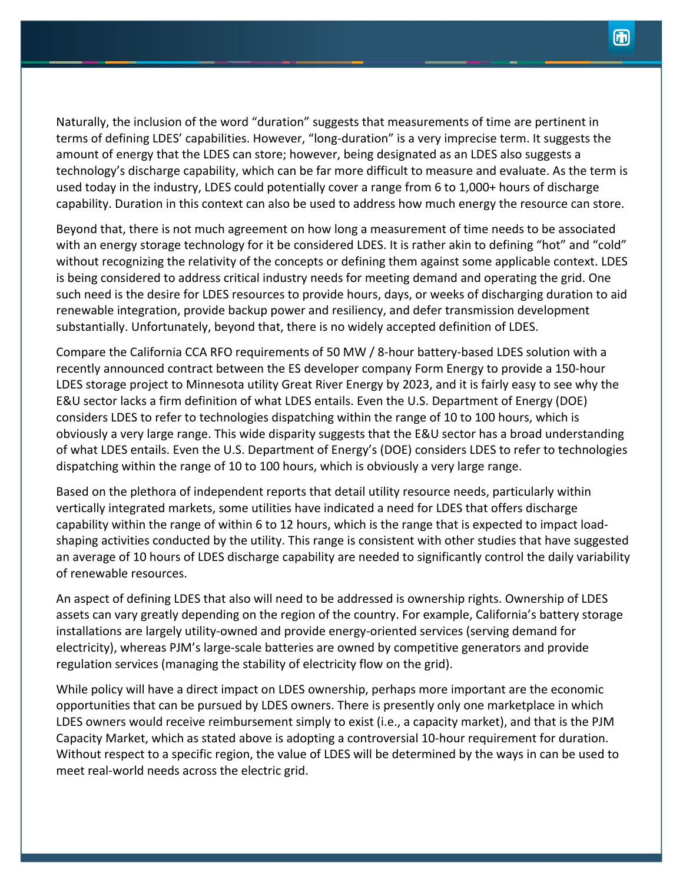Naturally, the inclusion of the word "duration" suggests that measurements of time are pertinent in terms of defining LDES' capabilities. However, "long-duration" is a very imprecise term. It suggests the amount of energy that the LDES can store; however, being designated as an LDES also suggests a technology's discharge capability, which can be far more difficult to measure and evaluate. As the term is used today in the industry, LDES could potentially cover a range from 6 to 1,000+ hours of discharge capability. Duration in this context can also be used to address how much energy the resource can store.

Beyond that, there is not much agreement on how long a measurement of time needs to be associated with an energy storage technology for it be considered LDES. It is rather akin to defining "hot" and "cold" without recognizing the relativity of the concepts or defining them against some applicable context. LDES is being considered to address critical industry needs for meeting demand and operating the grid. One such need is the desire for LDES resources to provide hours, days, or weeks of discharging duration to aid renewable integration, provide backup power and resiliency, and defer transmission development substantially. Unfortunately, beyond that, there is no widely accepted definition of LDES.

Compare the California CCA RFO requirements of 50 MW / 8-hour battery-based LDES solution with a recently announced contract between the ES developer company Form Energy to provide a 150-hour LDES storage project to Minnesota utility Great River Energy by 2023, and it is fairly easy to see why the E&U sector lacks a firm definition of what LDES entails. Even the U.S. Department of Energy (DOE) considers LDES to refer to technologies dispatching within the range of 10 to 100 hours, which is obviously a very large range. This wide disparity suggests that the E&U sector has a broad understanding of what LDES entails. Even the U.S. Department of Energy's (DOE) considers LDES to refer to technologies dispatching within the range of 10 to 100 hours, which is obviously a very large range.

Based on the plethora of independent reports that detail utility resource needs, particularly within vertically integrated markets, some utilities have indicated a need for LDES that offers discharge capability within the range of within 6 to 12 hours, which is the range that is expected to impact load-shaping activities conducted by the utility. This range is consistent with other studies that have suggested an average of 10 hours of LDES discharge capability are needed to significantly control the daily variability of renewable resources.

An aspect of defining LDES that also will need to be addressed is ownership rights. Ownership of LDES assets can vary greatly depending on the region of the country. For example, California's battery storage installations are largely utility-owned and provide energy-oriented services (serving demand for electricity), whereas PJM's large-scale batteries are owned by competitive generators and provide regulation services (managing the stability of electricity flow on the grid).

While policy will have a direct impact on LDES ownership, perhaps more important are the economic opportunities that can be pursued by LDES owners. There is presently only one marketplace in which LDES owners would receive reimbursement simply to exist (i.e., a capacity market), and that is the PJM Capacity Market, which as stated above is adopting a controversial 10-hour requirement for duration. Without respect to a specific region, the value of LDES will be determined by the ways in can be used to meet real-world needs across the electric grid.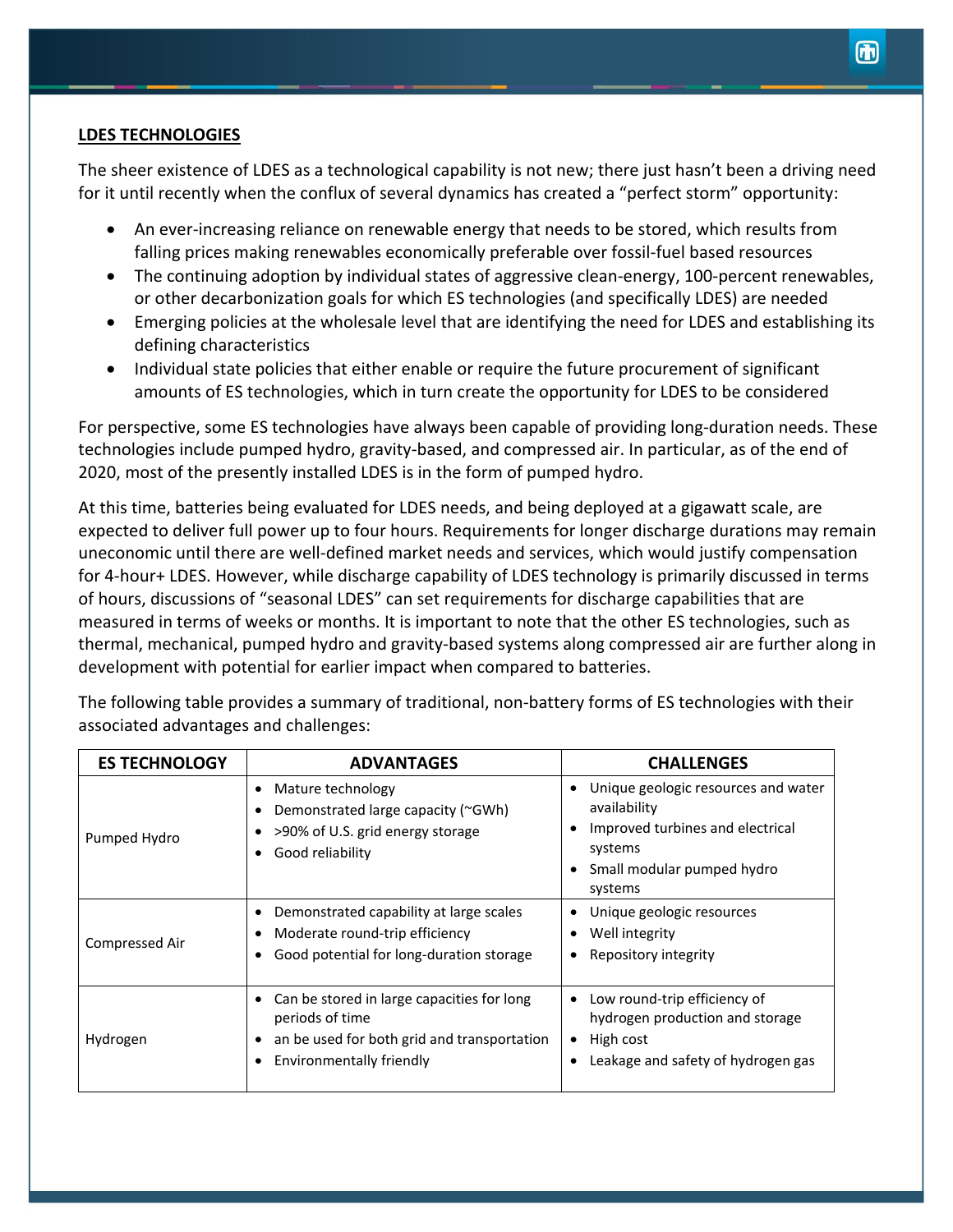**LDES TECHNOLOGIES**

The sheer existence of LDES as a technological capability is not new; there just hasn't been a driving need for it until recently when the conflux of several dynamics has created a "perfect storm" opportunity:

- An ever-increasing reliance on renewable energy that needs to be stored, which results from falling prices making renewables economically preferable over fossil-fuel based resources
- The continuing adoption by individual states of aggressive clean-energy, 100-percent renewables, or other decarbonization goals for which ES technologies (and specifically LDES) are needed
- Emerging policies at the wholesale level that are identifying the need for LDES and establishing its defining characteristics
- Individual state policies that either enable or require the future procurement of significant amounts of ES technologies, which in turn create the opportunity for LDES to be considered

For perspective, some ES technologies have always been capable of providing long-duration needs. These technologies include pumped hydro, gravity-based, and compressed air. In particular, as of the end of 2020, most of the presently installed LDES is in the form of pumped hydro.

At this time, batteries being evaluated for LDES needs, and being deployed at a gigawatt scale, are expected to deliver full power up to four hours. Requirements for longer discharge durations may remain uneconomic until there are well-defined market needs and services, which would justify compensation for 4-hour+ LDES. However, while discharge capability of LDES technology is primarily discussed in terms of hours, discussions of "seasonal LDES" can set requirements for discharge capabilities that are measured in terms of weeks or months. It is important to note that the other ES technologies, such as thermal, mechanical, pumped hydro and gravity-based systems along compressed air are further along in development with potential for earlier impact when compared to batteries.

The following table provides a summary of traditional, non-battery forms of ES technologies with their associated advantages and challenges:

| ES TECHNOLOGY | ADVANTAGES | CHALLENGES |
|---|---|---|
| Pumped Hydro | • Mature technology<br>• Demonstrated large capacity (~GWh)<br>• >90% of U.S. grid energy storage<br>• Good reliability | • Unique geologic resources and water availability<br>• Improved turbines and electrical systems<br>• Small modular pumped hydro systems |
| Compressed Air | • Demonstrated capability at large scales<br>• Moderate round-trip efficiency<br>• Good potential for long-duration storage | • Unique geologic resources<br>• Well integrity<br>• Repository integrity |
| Hydrogen | • Can be stored in large capacities for long periods of time<br>• an be used for both grid and transportation<br>• Environmentally friendly | • Low round-trip efficiency of hydrogen production and storage<br>• High cost<br>• Leakage and safety of hydrogen gas |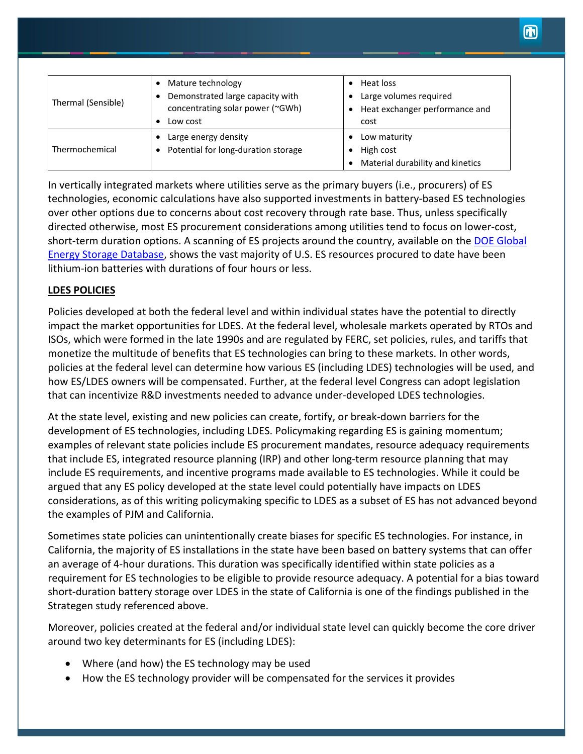| | | |
|---|---|---|
| Thermal (Sensible) | • Mature technology<br>• Demonstrated large capacity with concentrating solar power (~GWh)<br>• Low cost | • Heat loss<br>• Large volumes required<br>• Heat exchanger performance and cost |
| Thermochemical | • Large energy density<br>• Potential for long-duration storage | • Low maturity<br>• High cost<br>• Material durability and kinetics |

In vertically integrated markets where utilities serve as the primary buyers (i.e., procurers) of ES technologies, economic calculations have also supported investments in battery-based ES technologies over other options due to concerns about cost recovery through rate base. Thus, unless specifically directed otherwise, most ES procurement considerations among utilities tend to focus on lower-cost, short-term duration options. A scanning of ES projects around the country, available on the [DOE Global Energy Storage Database](), shows the vast majority of U.S. ES resources procured to date have been lithium-ion batteries with durations of four hours or less.

## LDES POLICIES

Policies developed at both the federal level and within individual states have the potential to directly impact the market opportunities for LDES. At the federal level, wholesale markets operated by RTOs and ISOs, which were formed in the late 1990s and are regulated by FERC, set policies, rules, and tariffs that monetize the multitude of benefits that ES technologies can bring to these markets. In other words, policies at the federal level can determine how various ES (including LDES) technologies will be used, and how ES/LDES owners will be compensated. Further, at the federal level Congress can adopt legislation that can incentivize R&D investments needed to advance under-developed LDES technologies.

At the state level, existing and new policies can create, fortify, or break-down barriers for the development of ES technologies, including LDES. Policymaking regarding ES is gaining momentum; examples of relevant state policies include ES procurement mandates, resource adequacy requirements that include ES, integrated resource planning (IRP) and other long-term resource planning that may include ES requirements, and incentive programs made available to ES technologies. While it could be argued that any ES policy developed at the state level could potentially have impacts on LDES considerations, as of this writing policymaking specific to LDES as a subset of ES has not advanced beyond the examples of PJM and California.

Sometimes state policies can unintentionally create biases for specific ES technologies. For instance, in California, the majority of ES installations in the state have been based on battery systems that can offer an average of 4-hour durations. This duration was specifically identified within state policies as a requirement for ES technologies to be eligible to provide resource adequacy. A potential for a bias toward short-duration battery storage over LDES in the state of California is one of the findings published in the Strategen study referenced above.

Moreover, policies created at the federal and/or individual state level can quickly become the core driver around two key determinants for ES (including LDES):

- Where (and how) the ES technology may be used
- How the ES technology provider will be compensated for the services it provides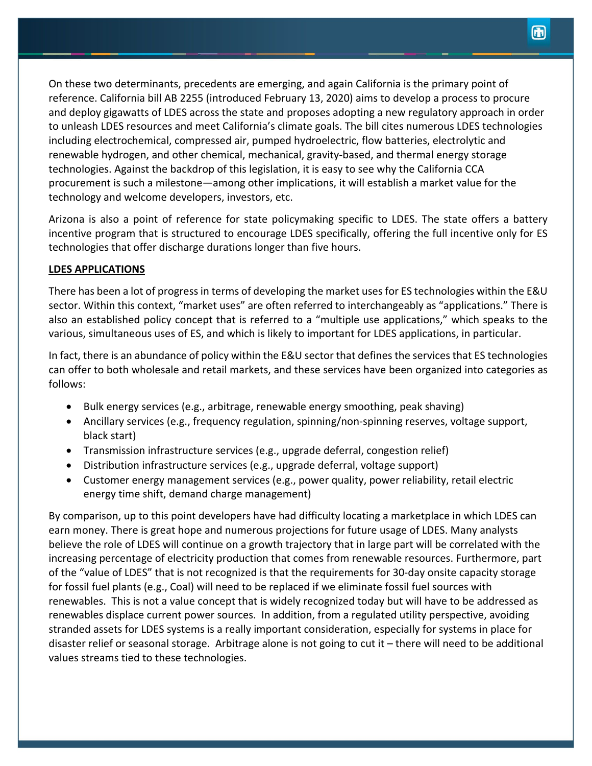On these two determinants, precedents are emerging, and again California is the primary point of reference. California bill AB 2255 (introduced February 13, 2020) aims to develop a process to procure and deploy gigawatts of LDES across the state and proposes adopting a new regulatory approach in order to unleash LDES resources and meet California's climate goals. The bill cites numerous LDES technologies including electrochemical, compressed air, pumped hydroelectric, flow batteries, electrolytic and renewable hydrogen, and other chemical, mechanical, gravity-based, and thermal energy storage technologies. Against the backdrop of this legislation, it is easy to see why the California CCA procurement is such a milestone—among other implications, it will establish a market value for the technology and welcome developers, investors, etc.

Arizona is also a point of reference for state policymaking specific to LDES. The state offers a battery incentive program that is structured to encourage LDES specifically, offering the full incentive only for ES technologies that offer discharge durations longer than five hours.

**LDES APPLICATIONS**

There has been a lot of progress in terms of developing the market uses for ES technologies within the E&U sector. Within this context, "market uses" are often referred to interchangeably as "applications." There is also an established policy concept that is referred to a "multiple use applications," which speaks to the various, simultaneous uses of ES, and which is likely to important for LDES applications, in particular.

In fact, there is an abundance of policy within the E&U sector that defines the services that ES technologies can offer to both wholesale and retail markets, and these services have been organized into categories as follows:

- Bulk energy services (e.g., arbitrage, renewable energy smoothing, peak shaving)
- Ancillary services (e.g., frequency regulation, spinning/non-spinning reserves, voltage support, black start)
- Transmission infrastructure services (e.g., upgrade deferral, congestion relief)
- Distribution infrastructure services (e.g., upgrade deferral, voltage support)
- Customer energy management services (e.g., power quality, power reliability, retail electric energy time shift, demand charge management)

By comparison, up to this point developers have had difficulty locating a marketplace in which LDES can earn money. There is great hope and numerous projections for future usage of LDES. Many analysts believe the role of LDES will continue on a growth trajectory that in large part will be correlated with the increasing percentage of electricity production that comes from renewable resources. Furthermore, part of the "value of LDES" that is not recognized is that the requirements for 30-day onsite capacity storage for fossil fuel plants (e.g., Coal) will need to be replaced if we eliminate fossil fuel sources with renewables. This is not a value concept that is widely recognized today but will have to be addressed as renewables displace current power sources. In addition, from a regulated utility perspective, avoiding stranded assets for LDES systems is a really important consideration, especially for systems in place for disaster relief or seasonal storage. Arbitrage alone is not going to cut it – there will need to be additional values streams tied to these technologies.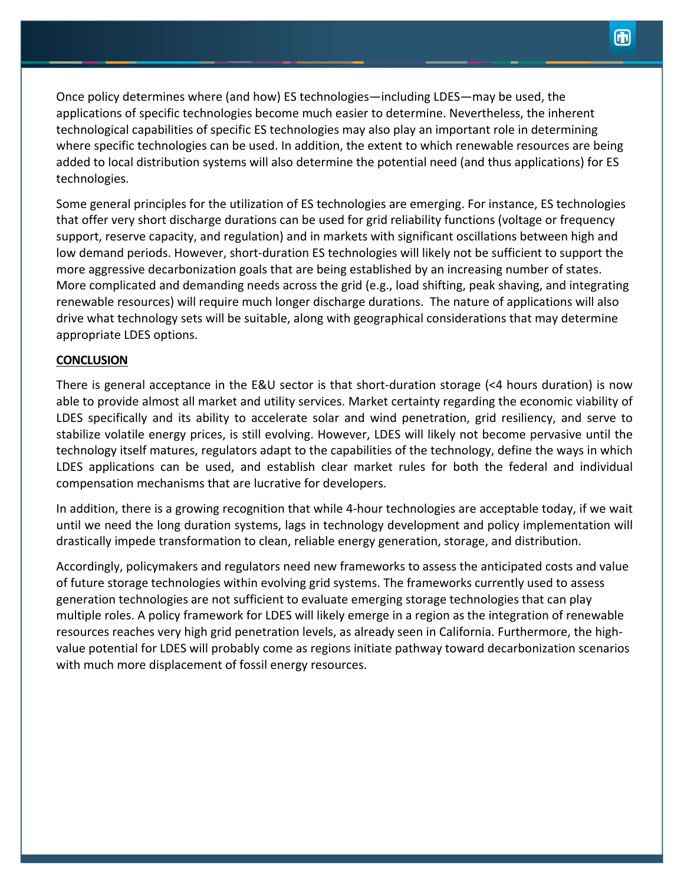Once policy determines where (and how) ES technologies—including LDES—may be used, the applications of specific technologies become much easier to determine. Nevertheless, the inherent technological capabilities of specific ES technologies may also play an important role in determining where specific technologies can be used. In addition, the extent to which renewable resources are being added to local distribution systems will also determine the potential need (and thus applications) for ES technologies.

Some general principles for the utilization of ES technologies are emerging. For instance, ES technologies that offer very short discharge durations can be used for grid reliability functions (voltage or frequency support, reserve capacity, and regulation) and in markets with significant oscillations between high and low demand periods. However, short-duration ES technologies will likely not be sufficient to support the more aggressive decarbonization goals that are being established by an increasing number of states. More complicated and demanding needs across the grid (e.g., load shifting, peak shaving, and integrating renewable resources) will require much longer discharge durations. The nature of applications will also drive what technology sets will be suitable, along with geographical considerations that may determine appropriate LDES options.

## CONCLUSION

There is general acceptance in the E&U sector is that short-duration storage (<4 hours duration) is now able to provide almost all market and utility services. Market certainty regarding the economic viability of LDES specifically and its ability to accelerate solar and wind penetration, grid resiliency, and serve to stabilize volatile energy prices, is still evolving. However, LDES will likely not become pervasive until the technology itself matures, regulators adapt to the capabilities of the technology, define the ways in which LDES applications can be used, and establish clear market rules for both the federal and individual compensation mechanisms that are lucrative for developers.

In addition, there is a growing recognition that while 4-hour technologies are acceptable today, if we wait until we need the long duration systems, lags in technology development and policy implementation will drastically impede transformation to clean, reliable energy generation, storage, and distribution.

Accordingly, policymakers and regulators need new frameworks to assess the anticipated costs and value of future storage technologies within evolving grid systems. The frameworks currently used to assess generation technologies are not sufficient to evaluate emerging storage technologies that can play multiple roles. A policy framework for LDES will likely emerge in a region as the integration of renewable resources reaches very high grid penetration levels, as already seen in California. Furthermore, the high-value potential for LDES will probably come as regions initiate pathway toward decarbonization scenarios with much more displacement of fossil energy resources.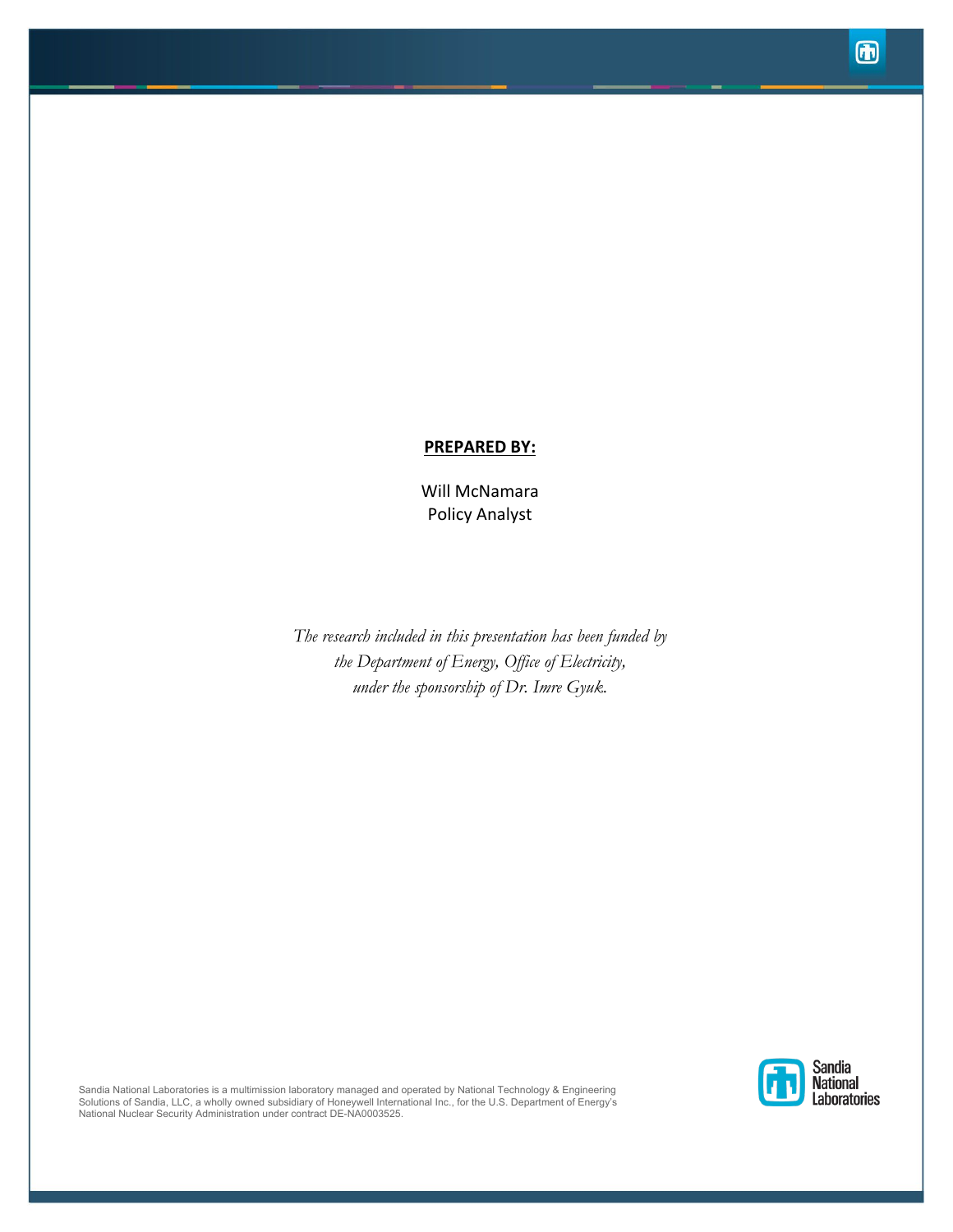**PREPARED BY:**

Will McNamara
Policy Analyst

*The research included in this presentation has been funded by the Department of Energy, Office of Electricity, under the sponsorship of Dr. Imre Gyuk.*

Sandia National Laboratories is a multimission laboratory managed and operated by National Technology & Engineering Solutions of Sandia, LLC, a wholly owned subsidiary of Honeywell International Inc., for the U.S. Department of Energy's National Nuclear Security Administration under contract DE-NA0003525.

Sandia National Laboratories